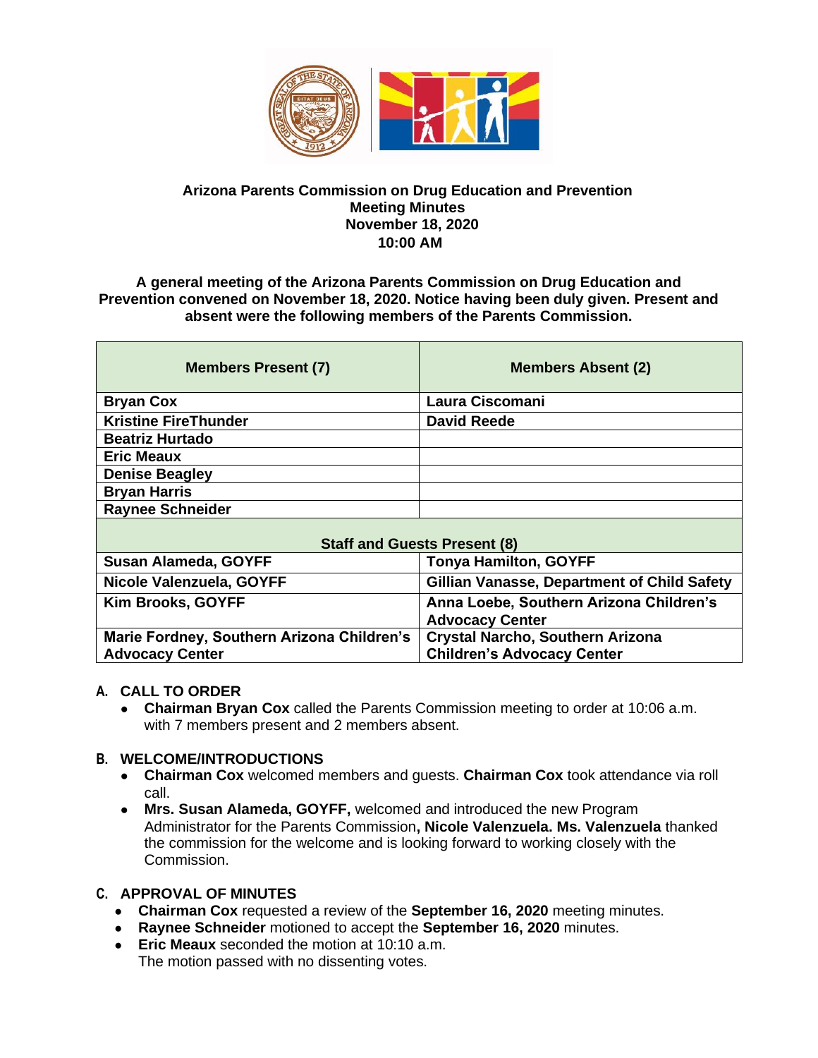# Arizona Parents Commission on Drug Education and Prevention
## Meeting Minutes
## November 18, 2020
## 10:00 AM

**A general meeting of the Arizona Parents Commission on Drug Education and Prevention convened on November 18, 2020. Notice having been duly given. Present and absent were the following members of the Parents Commission.**

| Members Present (7) | Members Absent (2) |
|---|---|
| Bryan Cox | Laura Ciscomani |
| Kristine FireThunder | David Reede |
| Beatriz Hurtado | |
| Eric Meaux | |
| Denise Beagley | |
| Bryan Harris | |
| Raynee Schneider | |
| **Staff and Guests Present (8)** | |
| Susan Alameda, GOYFF | Tonya Hamilton, GOYFF |
| Nicole Valenzuela, GOYFF | Gillian Vanasse, Department of Child Safety |
| Kim Brooks, GOYFF | Anna Loebe, Southern Arizona Children's Advocacy Center |
| Marie Fordney, Southern Arizona Children's Advocacy Center | Crystal Narcho, Southern Arizona Children's Advocacy Center |

### A. CALL TO ORDER

- **Chairman Bryan Cox** called the Parents Commission meeting to order at 10:06 a.m. with 7 members present and 2 members absent.

### B. WELCOME/INTRODUCTIONS

- **Chairman Cox** welcomed members and guests. **Chairman Cox** took attendance via roll call.
- **Mrs. Susan Alameda, GOYFF,** welcomed and introduced the new Program Administrator for the Parents Commission**, Nicole Valenzuela. Ms. Valenzuela** thanked the commission for the welcome and is looking forward to working closely with the Commission.

### C. APPROVAL OF MINUTES

- **Chairman Cox** requested a review of the **September 16, 2020** meeting minutes.
- **Raynee Schneider** motioned to accept the **September 16, 2020** minutes.
- **Eric Meaux** seconded the motion at 10:10 a.m.
  The motion passed with no dissenting votes.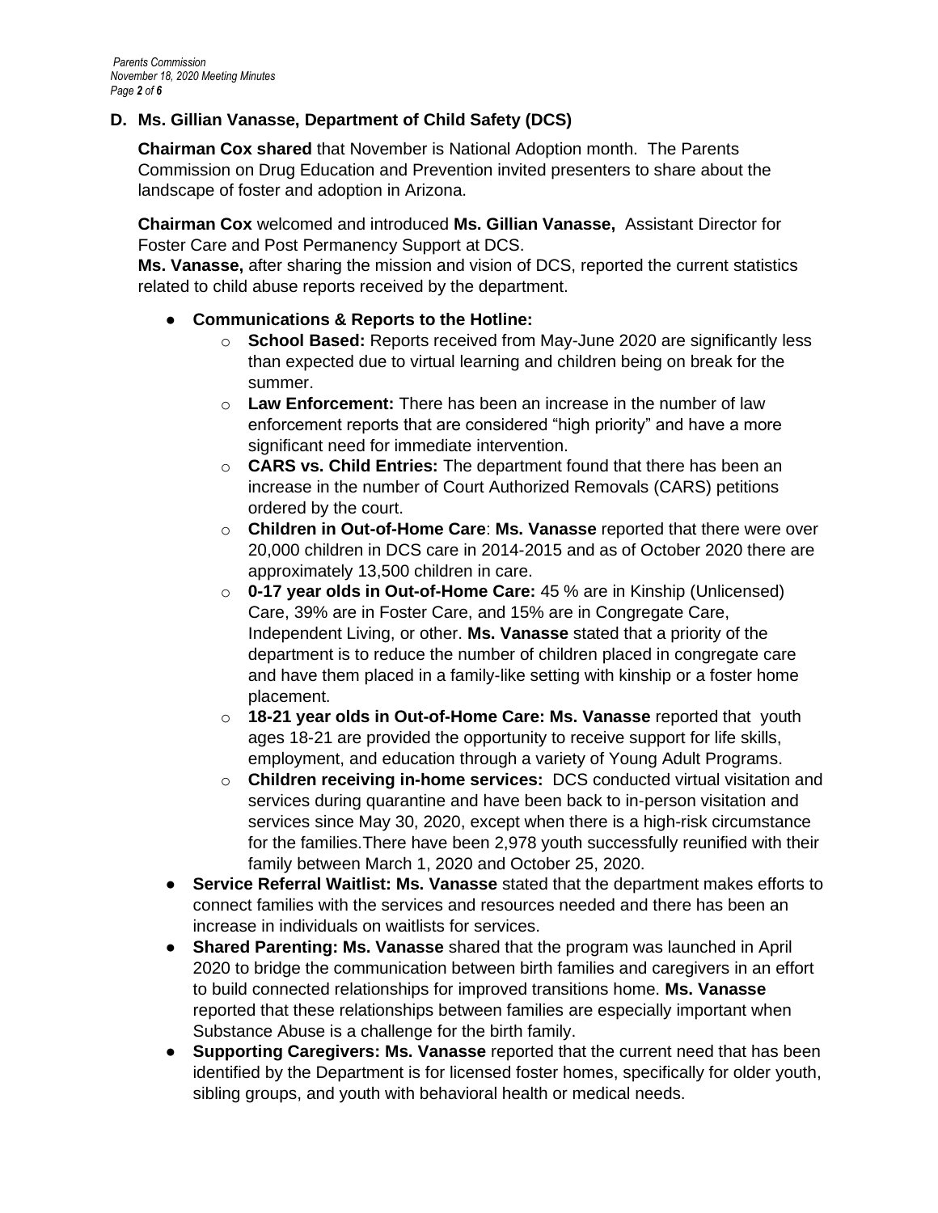### D. Ms. Gillian Vanasse, Department of Child Safety (DCS)

**Chairman Cox shared** that November is National Adoption month. The Parents Commission on Drug Education and Prevention invited presenters to share about the landscape of foster and adoption in Arizona.

**Chairman Cox** welcomed and introduced **Ms. Gillian Vanasse,** Assistant Director for Foster Care and Post Permanency Support at DCS.
**Ms. Vanasse,** after sharing the mission and vision of DCS, reported the current statistics related to child abuse reports received by the department.

- **Communications & Reports to the Hotline:**
  - **School Based:** Reports received from May-June 2020 are significantly less than expected due to virtual learning and children being on break for the summer.
  - **Law Enforcement:** There has been an increase in the number of law enforcement reports that are considered "high priority" and have a more significant need for immediate intervention.
  - **CARS vs. Child Entries:** The department found that there has been an increase in the number of Court Authorized Removals (CARS) petitions ordered by the court.
  - **Children in Out-of-Home Care**: **Ms. Vanasse** reported that there were over 20,000 children in DCS care in 2014-2015 and as of October 2020 there are approximately 13,500 children in care.
  - **0-17 year olds in Out-of-Home Care:** 45 % are in Kinship (Unlicensed) Care, 39% are in Foster Care, and 15% are in Congregate Care, Independent Living, or other. **Ms. Vanasse** stated that a priority of the department is to reduce the number of children placed in congregate care and have them placed in a family-like setting with kinship or a foster home placement.
  - **18-21 year olds in Out-of-Home Care: Ms. Vanasse** reported that youth ages 18-21 are provided the opportunity to receive support for life skills, employment, and education through a variety of Young Adult Programs.
  - **Children receiving in-home services:** DCS conducted virtual visitation and services during quarantine and have been back to in-person visitation and services since May 30, 2020, except when there is a high-risk circumstance for the families.There have been 2,978 youth successfully reunified with their family between March 1, 2020 and October 25, 2020.
- **Service Referral Waitlist: Ms. Vanasse** stated that the department makes efforts to connect families with the services and resources needed and there has been an increase in individuals on waitlists for services.
- **Shared Parenting: Ms. Vanasse** shared that the program was launched in April 2020 to bridge the communication between birth families and caregivers in an effort to build connected relationships for improved transitions home. **Ms. Vanasse** reported that these relationships between families are especially important when Substance Abuse is a challenge for the birth family.
- **Supporting Caregivers: Ms. Vanasse** reported that the current need that has been identified by the Department is for licensed foster homes, specifically for older youth, sibling groups, and youth with behavioral health or medical needs.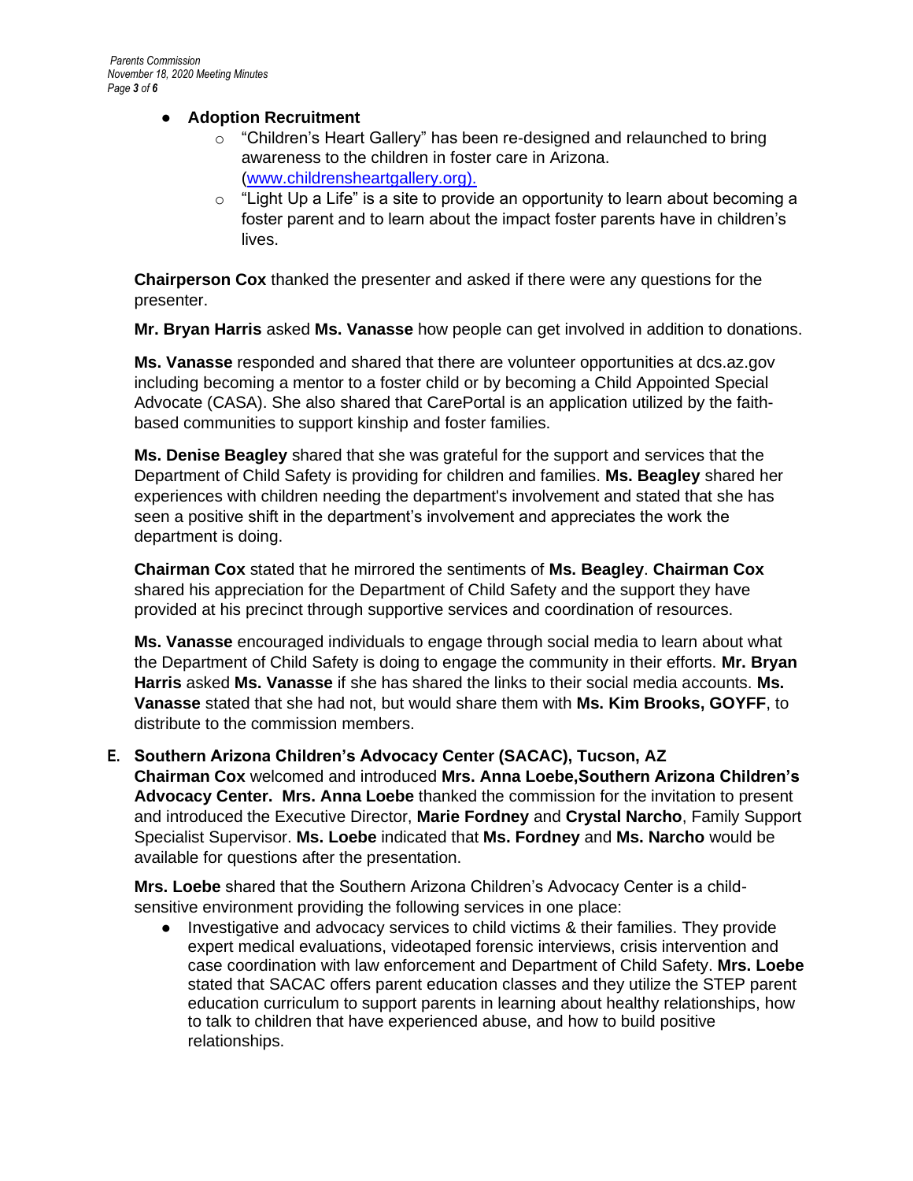- **Adoption Recruitment**
    - "Children's Heart Gallery" has been re-designed and relaunched to bring awareness to the children in foster care in Arizona. (www.childrensheartgallery.org).
    - "Light Up a Life" is a site to provide an opportunity to learn about becoming a foster parent and to learn about the impact foster parents have in children's lives.

**Chairperson Cox** thanked the presenter and asked if there were any questions for the presenter.

**Mr. Bryan Harris** asked **Ms. Vanasse** how people can get involved in addition to donations.

**Ms. Vanasse** responded and shared that there are volunteer opportunities at dcs.az.gov including becoming a mentor to a foster child or by becoming a Child Appointed Special Advocate (CASA). She also shared that CarePortal is an application utilized by the faith-based communities to support kinship and foster families.

**Ms. Denise Beagley** shared that she was grateful for the support and services that the Department of Child Safety is providing for children and families. **Ms. Beagley** shared her experiences with children needing the department's involvement and stated that she has seen a positive shift in the department's involvement and appreciates the work the department is doing.

**Chairman Cox** stated that he mirrored the sentiments of **Ms. Beagley**. **Chairman Cox** shared his appreciation for the Department of Child Safety and the support they have provided at his precinct through supportive services and coordination of resources.

**Ms. Vanasse** encouraged individuals to engage through social media to learn about what the Department of Child Safety is doing to engage the community in their efforts. **Mr. Bryan Harris** asked **Ms. Vanasse** if she has shared the links to their social media accounts. **Ms. Vanasse** stated that she had not, but would share them with **Ms. Kim Brooks, GOYFF**, to distribute to the commission members.

**E. Southern Arizona Children's Advocacy Center (SACAC), Tucson, AZ**
**Chairman Cox** welcomed and introduced **Mrs. Anna Loebe,Southern Arizona Children's Advocacy Center. Mrs. Anna Loebe** thanked the commission for the invitation to present and introduced the Executive Director, **Marie Fordney** and **Crystal Narcho**, Family Support Specialist Supervisor. **Ms. Loebe** indicated that **Ms. Fordney** and **Ms. Narcho** would be available for questions after the presentation.

**Mrs. Loebe** shared that the Southern Arizona Children's Advocacy Center is a child-sensitive environment providing the following services in one place:

- Investigative and advocacy services to child victims & their families. They provide expert medical evaluations, videotaped forensic interviews, crisis intervention and case coordination with law enforcement and Department of Child Safety. **Mrs. Loebe** stated that SACAC offers parent education classes and they utilize the STEP parent education curriculum to support parents in learning about healthy relationships, how to talk to children that have experienced abuse, and how to build positive relationships.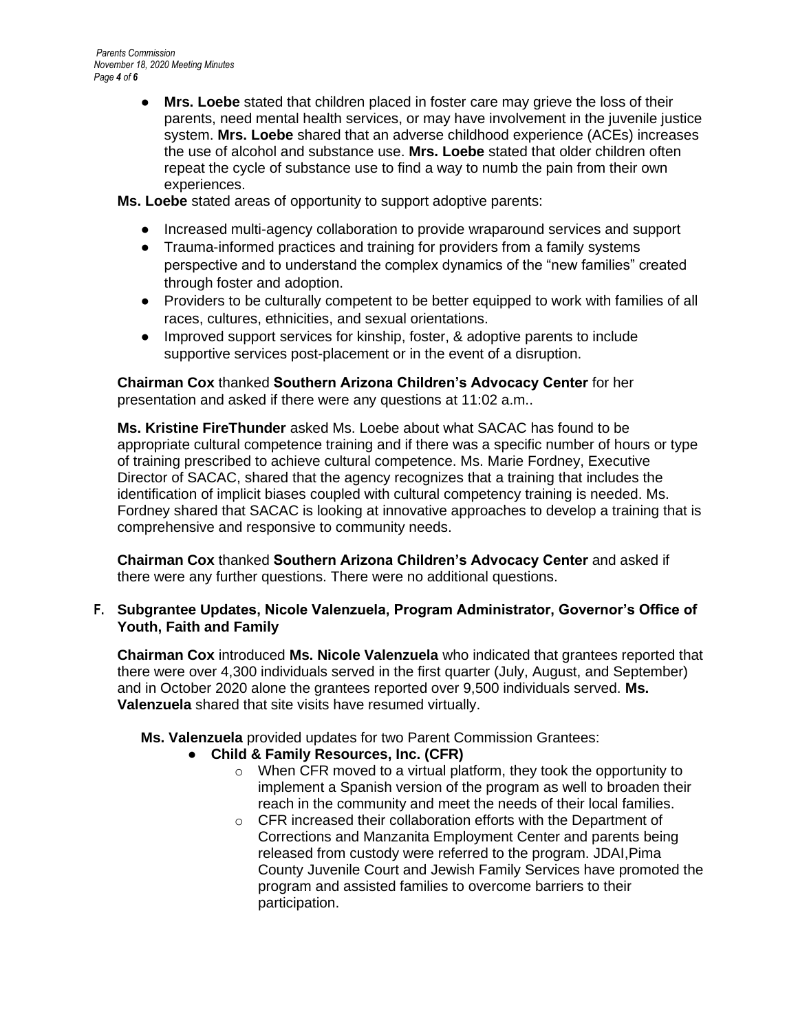- **Mrs. Loebe** stated that children placed in foster care may grieve the loss of their parents, need mental health services, or may have involvement in the juvenile justice system. **Mrs. Loebe** shared that an adverse childhood experience (ACEs) increases the use of alcohol and substance use. **Mrs. Loebe** stated that older children often repeat the cycle of substance use to find a way to numb the pain from their own experiences.

**Ms. Loebe** stated areas of opportunity to support adoptive parents:

- Increased multi-agency collaboration to provide wraparound services and support
- Trauma-informed practices and training for providers from a family systems perspective and to understand the complex dynamics of the "new families" created through foster and adoption.
- Providers to be culturally competent to be better equipped to work with families of all races, cultures, ethnicities, and sexual orientations.
- Improved support services for kinship, foster, & adoptive parents to include supportive services post-placement or in the event of a disruption.

**Chairman Cox** thanked **Southern Arizona Children's Advocacy Center** for her presentation and asked if there were any questions at 11:02 a.m..

**Ms. Kristine FireThunder** asked Ms. Loebe about what SACAC has found to be appropriate cultural competence training and if there was a specific number of hours or type of training prescribed to achieve cultural competence. Ms. Marie Fordney, Executive Director of SACAC, shared that the agency recognizes that a training that includes the identification of implicit biases coupled with cultural competency training is needed. Ms. Fordney shared that SACAC is looking at innovative approaches to develop a training that is comprehensive and responsive to community needs.

**Chairman Cox** thanked **Southern Arizona Children's Advocacy Center** and asked if there were any further questions. There were no additional questions.

### F. Subgrantee Updates, Nicole Valenzuela, Program Administrator, Governor's Office of Youth, Faith and Family

**Chairman Cox** introduced **Ms. Nicole Valenzuela** who indicated that grantees reported that there were over 4,300 individuals served in the first quarter (July, August, and September) and in October 2020 alone the grantees reported over 9,500 individuals served. **Ms. Valenzuela** shared that site visits have resumed virtually.

**Ms. Valenzuela** provided updates for two Parent Commission Grantees:

- **Child & Family Resources, Inc. (CFR)**
  - When CFR moved to a virtual platform, they took the opportunity to implement a Spanish version of the program as well to broaden their reach in the community and meet the needs of their local families.
  - CFR increased their collaboration efforts with the Department of Corrections and Manzanita Employment Center and parents being released from custody were referred to the program. JDAI,Pima County Juvenile Court and Jewish Family Services have promoted the program and assisted families to overcome barriers to their participation.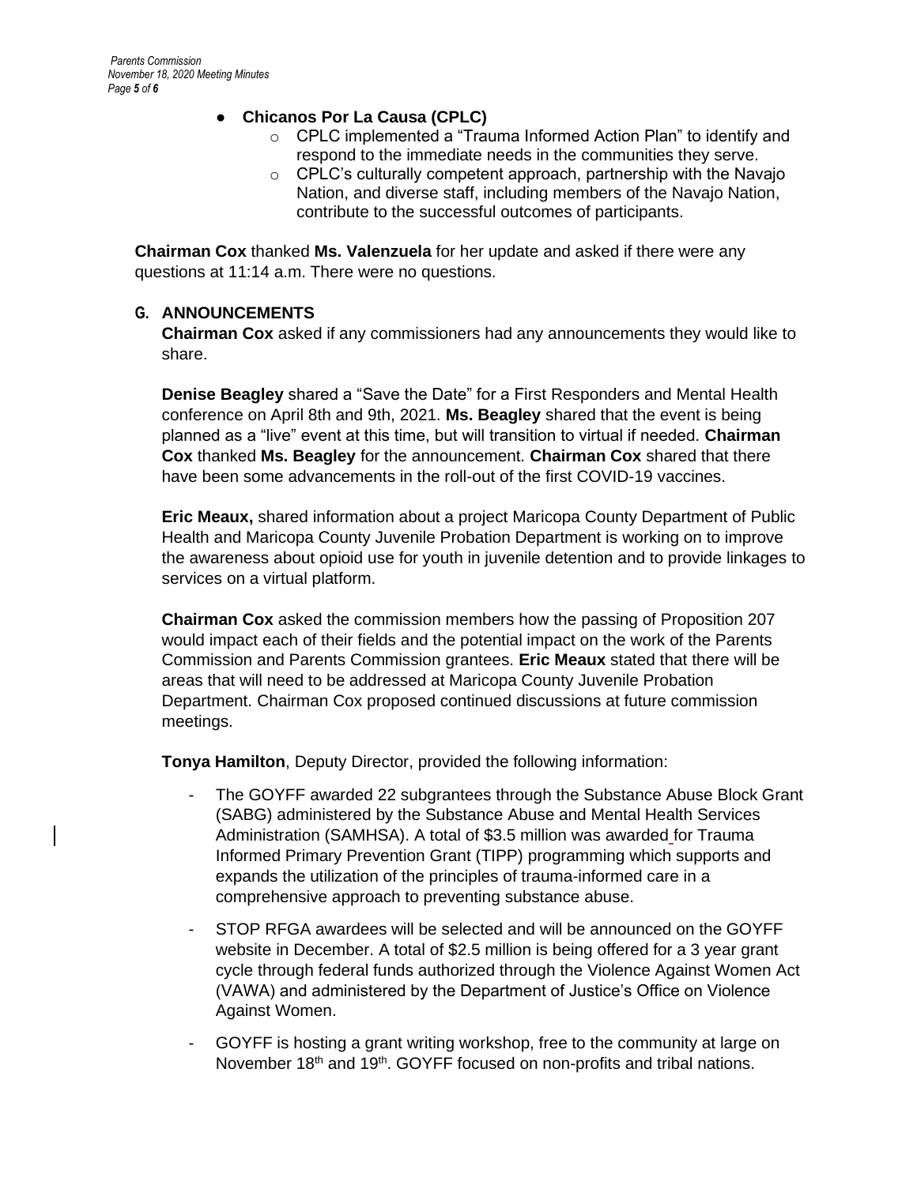- **Chicanos Por La Causa (CPLC)**
  - CPLC implemented a "Trauma Informed Action Plan" to identify and respond to the immediate needs in the communities they serve.
  - CPLC's culturally competent approach, partnership with the Navajo Nation, and diverse staff, including members of the Navajo Nation, contribute to the successful outcomes of participants.

**Chairman Cox** thanked **Ms. Valenzuela** for her update and asked if there were any questions at 11:14 a.m. There were no questions.

## G. ANNOUNCEMENTS

**Chairman Cox** asked if any commissioners had any announcements they would like to share.

**Denise Beagley** shared a "Save the Date" for a First Responders and Mental Health conference on April 8th and 9th, 2021. **Ms. Beagley** shared that the event is being planned as a "live" event at this time, but will transition to virtual if needed. **Chairman Cox** thanked **Ms. Beagley** for the announcement. **Chairman Cox** shared that there have been some advancements in the roll-out of the first COVID-19 vaccines.

**Eric Meaux,** shared information about a project Maricopa County Department of Public Health and Maricopa County Juvenile Probation Department is working on to improve the awareness about opioid use for youth in juvenile detention and to provide linkages to services on a virtual platform.

**Chairman Cox** asked the commission members how the passing of Proposition 207 would impact each of their fields and the potential impact on the work of the Parents Commission and Parents Commission grantees. **Eric Meaux** stated that there will be areas that will need to be addressed at Maricopa County Juvenile Probation Department. Chairman Cox proposed continued discussions at future commission meetings.

**Tonya Hamilton**, Deputy Director, provided the following information:

- The GOYFF awarded 22 subgrantees through the Substance Abuse Block Grant (SABG) administered by the Substance Abuse and Mental Health Services Administration (SAMHSA). A total of $3.5 million was awarded for Trauma Informed Primary Prevention Grant (TIPP) programming which supports and expands the utilization of the principles of trauma-informed care in a comprehensive approach to preventing substance abuse.
- STOP RFGA awardees will be selected and will be announced on the GOYFF website in December. A total of $2.5 million is being offered for a 3 year grant cycle through federal funds authorized through the Violence Against Women Act (VAWA) and administered by the Department of Justice's Office on Violence Against Women.
- GOYFF is hosting a grant writing workshop, free to the community at large on November 18th and 19th. GOYFF focused on non-profits and tribal nations.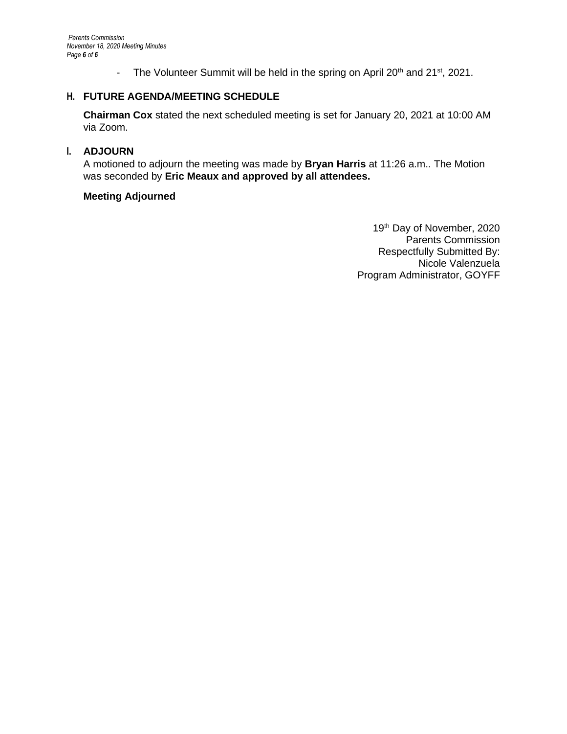- The Volunteer Summit will be held in the spring on April 20th and 21st, 2021.

## H. FUTURE AGENDA/MEETING SCHEDULE

**Chairman Cox** stated the next scheduled meeting is set for January 20, 2021 at 10:00 AM via Zoom.

## I. ADJOURN

A motioned to adjourn the meeting was made by **Bryan Harris** at 11:26 a.m.. The Motion was seconded by **Eric Meaux and approved by all attendees.**

**Meeting Adjourned**

19th Day of November, 2020
Parents Commission
Respectfully Submitted By:
Nicole Valenzuela
Program Administrator, GOYFF